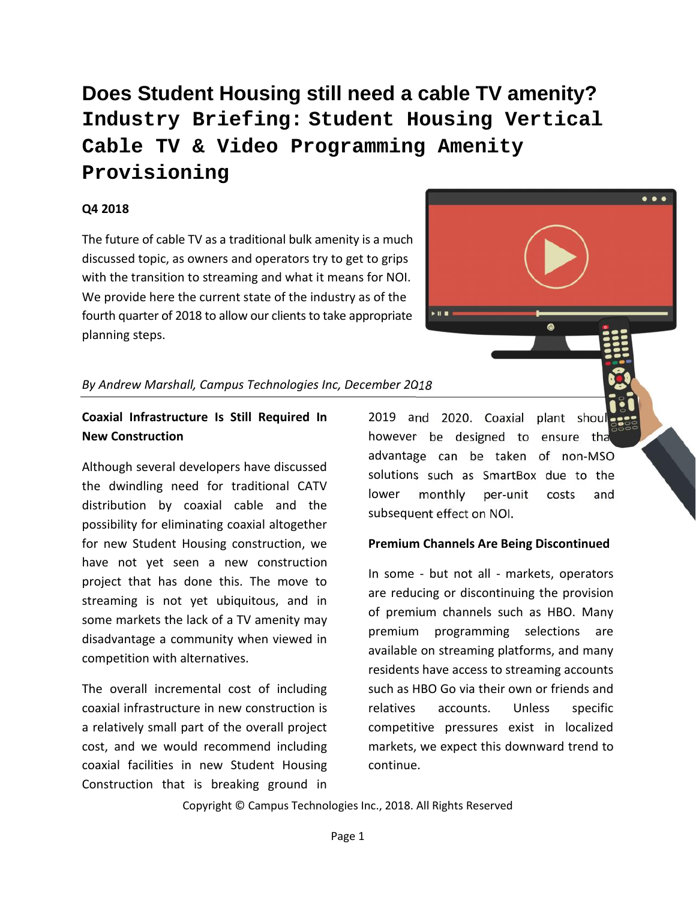# Does Student Housing still need a cable TV amenity?

# Industry Briefing: Student Housing Vertical Cable TV & Video Programming Amenity Provisioning

**Q4 2018**

The future of cable TV as a traditional bulk amenity is a much discussed topic, as owners and operators try to get to grips with the transition to streaming and what it means for NOI. We provide here the current state of the industry as of the fourth quarter of 2018 to allow our clients to take appropriate planning steps.

*By Andrew Marshall, Campus Technologies Inc, December 2018*

## Coaxial Infrastructure Is Still Required In New Construction

Although several developers have discussed the dwindling need for traditional CATV distribution by coaxial cable and the possibility for eliminating coaxial altogether for new Student Housing construction, we have not yet seen a new construction project that has done this. The move to streaming is not yet ubiquitous, and in some markets the lack of a TV amenity may disadvantage a community when viewed in competition with alternatives.

The overall incremental cost of including coaxial infrastructure in new construction is a relatively small part of the overall project cost, and we would recommend including coaxial facilities in new Student Housing Construction that is breaking ground in 2019 and 2020. Coaxial plant should however be designed to ensure that advantage can be taken of non-MSO solutions such as SmartBox due to the lower monthly per-unit costs and subsequent effect on NOI.

## Premium Channels Are Being Discontinued

In some - but not all - markets, operators are reducing or discontinuing the provision of premium channels such as HBO. Many premium programming selections are available on streaming platforms, and many residents have access to streaming accounts such as HBO Go via their own or friends and relatives accounts. Unless specific competitive pressures exist in localized markets, we expect this downward trend to continue.

Copyright © Campus Technologies Inc., 2018. All Rights Reserved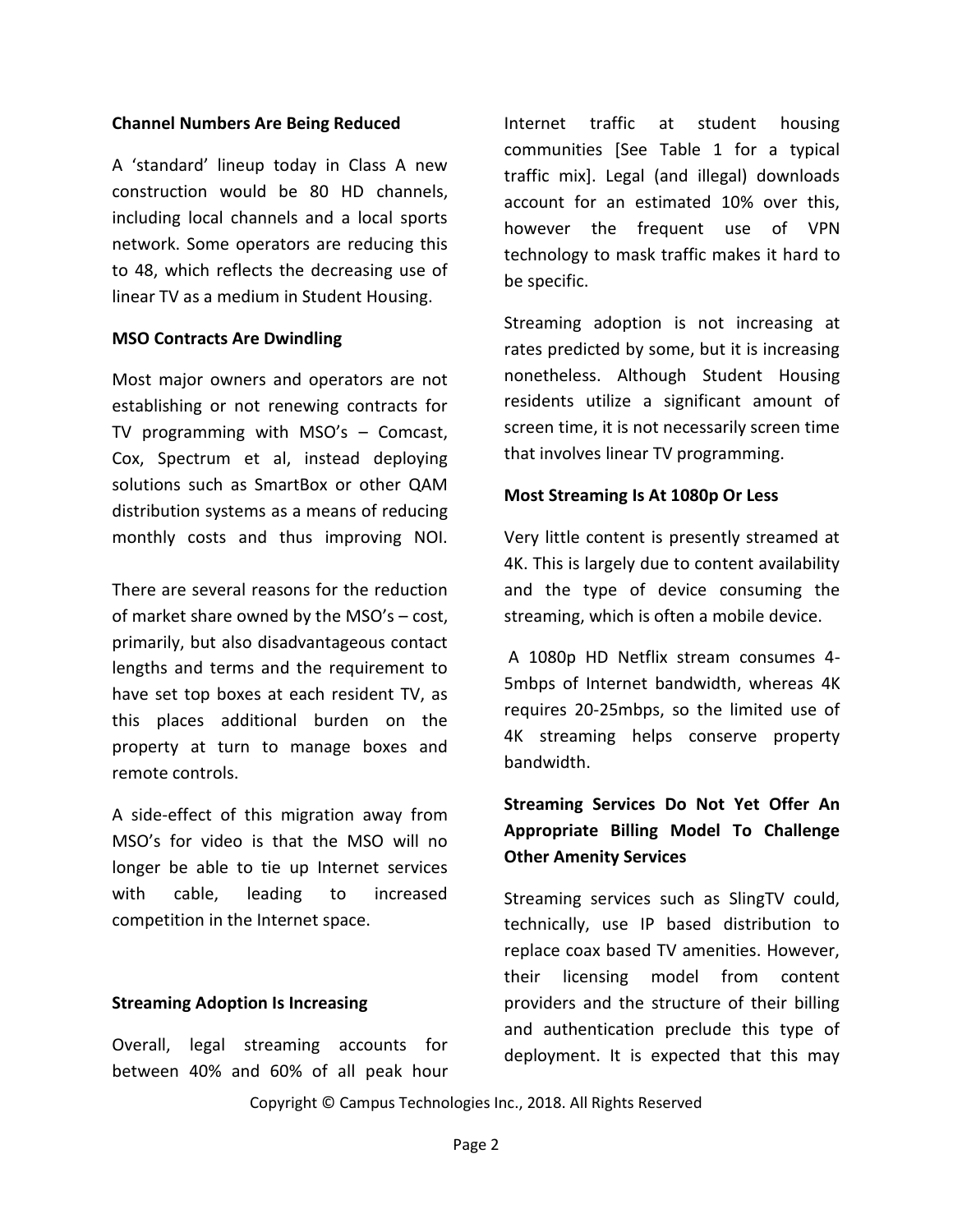**Channel Numbers Are Being Reduced**

A 'standard' lineup today in Class A new construction would be 80 HD channels, including local channels and a local sports network. Some operators are reducing this to 48, which reflects the decreasing use of linear TV as a medium in Student Housing.

**MSO Contracts Are Dwindling**

Most major owners and operators are not establishing or not renewing contracts for TV programming with MSO's – Comcast, Cox, Spectrum et al, instead deploying solutions such as SmartBox or other QAM distribution systems as a means of reducing monthly costs and thus improving NOI.

There are several reasons for the reduction of market share owned by the MSO's – cost, primarily, but also disadvantageous contact lengths and terms and the requirement to have set top boxes at each resident TV, as this places additional burden on the property at turn to manage boxes and remote controls.

A side-effect of this migration away from MSO's for video is that the MSO will no longer be able to tie up Internet services with cable, leading to increased competition in the Internet space.

**Streaming Adoption Is Increasing**

Overall, legal streaming accounts for between 40% and 60% of all peak hour Internet traffic at student housing communities [See Table 1 for a typical traffic mix]. Legal (and illegal) downloads account for an estimated 10% over this, however the frequent use of VPN technology to mask traffic makes it hard to be specific.

Streaming adoption is not increasing at rates predicted by some, but it is increasing nonetheless. Although Student Housing residents utilize a significant amount of screen time, it is not necessarily screen time that involves linear TV programming.

**Most Streaming Is At 1080p Or Less**

Very little content is presently streamed at 4K. This is largely due to content availability and the type of device consuming the streaming, which is often a mobile device.

A 1080p HD Netflix stream consumes 4-5mbps of Internet bandwidth, whereas 4K requires 20-25mbps, so the limited use of 4K streaming helps conserve property bandwidth.

**Streaming Services Do Not Yet Offer An Appropriate Billing Model To Challenge Other Amenity Services**

Streaming services such as SlingTV could, technically, use IP based distribution to replace coax based TV amenities. However, their licensing model from content providers and the structure of their billing and authentication preclude this type of deployment. It is expected that this may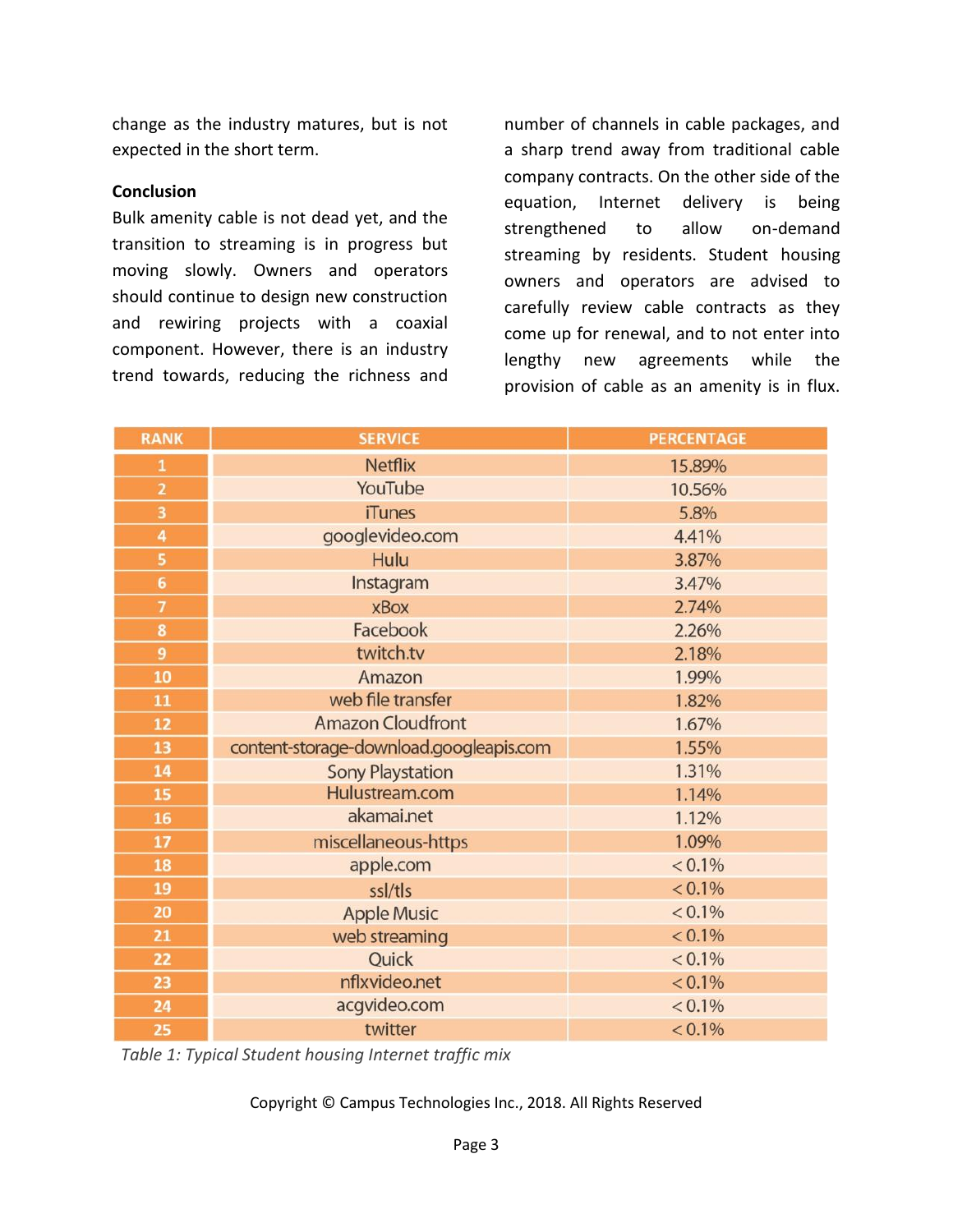change as the industry matures, but is not expected in the short term.

**Conclusion**

Bulk amenity cable is not dead yet, and the transition to streaming is in progress but moving slowly. Owners and operators should continue to design new construction and rewiring projects with a coaxial component. However, there is an industry trend towards, reducing the richness and number of channels in cable packages, and a sharp trend away from traditional cable company contracts. On the other side of the equation, Internet delivery is being strengthened to allow on-demand streaming by residents. Student housing owners and operators are advised to carefully review cable contracts as they come up for renewal, and to not enter into lengthy new agreements while the provision of cable as an amenity is in flux.

| RANK | SERVICE | PERCENTAGE |
|---|---|---|
| 1 | Netflix | 15.89% |
| 2 | YouTube | 10.56% |
| 3 | iTunes | 5.8% |
| 4 | googlevideo.com | 4.41% |
| 5 | Hulu | 3.87% |
| 6 | Instagram | 3.47% |
| 7 | xBox | 2.74% |
| 8 | Facebook | 2.26% |
| 9 | twitch.tv | 2.18% |
| 10 | Amazon | 1.99% |
| 11 | web file transfer | 1.82% |
| 12 | Amazon Cloudfront | 1.67% |
| 13 | content-storage-download.googleapis.com | 1.55% |
| 14 | Sony Playstation | 1.31% |
| 15 | Hulustream.com | 1.14% |
| 16 | akamai.net | 1.12% |
| 17 | miscellaneous-https | 1.09% |
| 18 | apple.com | < 0.1% |
| 19 | ssl/tls | < 0.1% |
| 20 | Apple Music | < 0.1% |
| 21 | web streaming | < 0.1% |
| 22 | Quick | < 0.1% |
| 23 | nflxvideo.net | < 0.1% |
| 24 | acgvideo.com | < 0.1% |
| 25 | twitter | < 0.1% |

*Table 1: Typical Student housing Internet traffic mix*

Copyright © Campus Technologies Inc., 2018. All Rights Reserved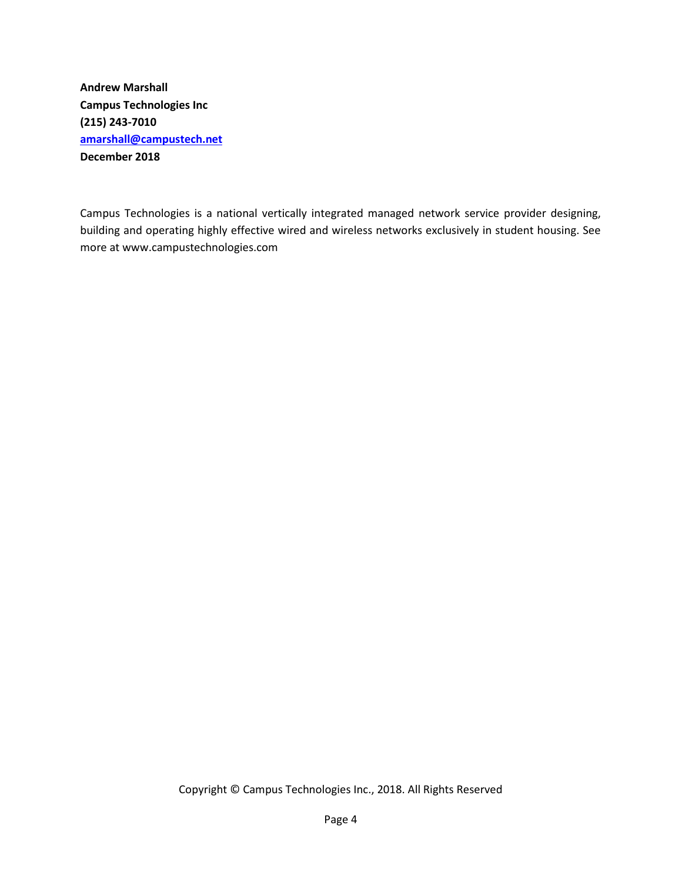**Andrew Marshall**
**Campus Technologies Inc**
**(215) 243-7010**
**[amarshall@campustech.net](mailto:amarshall@campustech.net)**
**December 2018**

Campus Technologies is a national vertically integrated managed network service provider designing, building and operating highly effective wired and wireless networks exclusively in student housing. See more at www.campustechnologies.com

Copyright © Campus Technologies Inc., 2018. All Rights Reserved